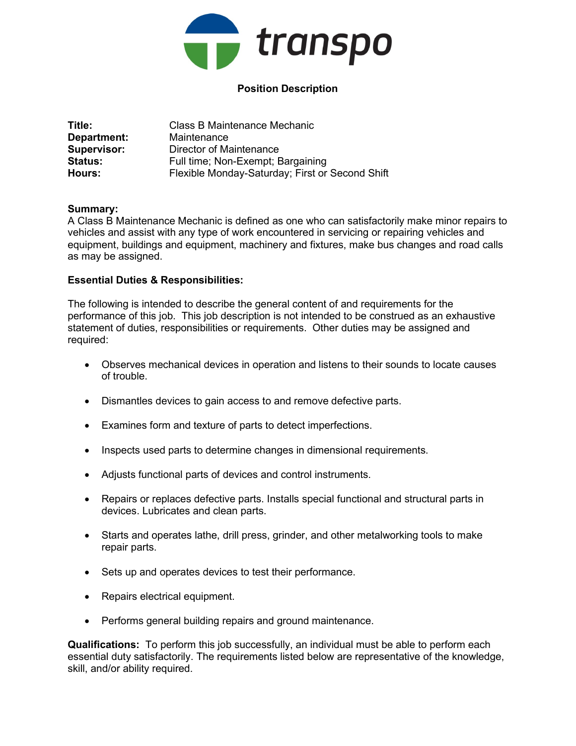transpo

**Position Description**

**Title:** Class B Maintenance Mechanic
**Department:** Maintenance
**Supervisor:** Director of Maintenance
**Status:** Full time; Non-Exempt; Bargaining
**Hours:** Flexible Monday-Saturday; First or Second Shift

**Summary:**
A Class B Maintenance Mechanic is defined as one who can satisfactorily make minor repairs to vehicles and assist with any type of work encountered in servicing or repairing vehicles and equipment, buildings and equipment, machinery and fixtures, make bus changes and road calls as may be assigned.

**Essential Duties & Responsibilities:**

The following is intended to describe the general content of and requirements for the performance of this job. This job description is not intended to be construed as an exhaustive statement of duties, responsibilities or requirements. Other duties may be assigned and required:

- Observes mechanical devices in operation and listens to their sounds to locate causes of trouble.
- Dismantles devices to gain access to and remove defective parts.
- Examines form and texture of parts to detect imperfections.
- Inspects used parts to determine changes in dimensional requirements.
- Adjusts functional parts of devices and control instruments.
- Repairs or replaces defective parts. Installs special functional and structural parts in devices. Lubricates and clean parts.
- Starts and operates lathe, drill press, grinder, and other metalworking tools to make repair parts.
- Sets up and operates devices to test their performance.
- Repairs electrical equipment.
- Performs general building repairs and ground maintenance.

**Qualifications:** To perform this job successfully, an individual must be able to perform each essential duty satisfactorily. The requirements listed below are representative of the knowledge, skill, and/or ability required.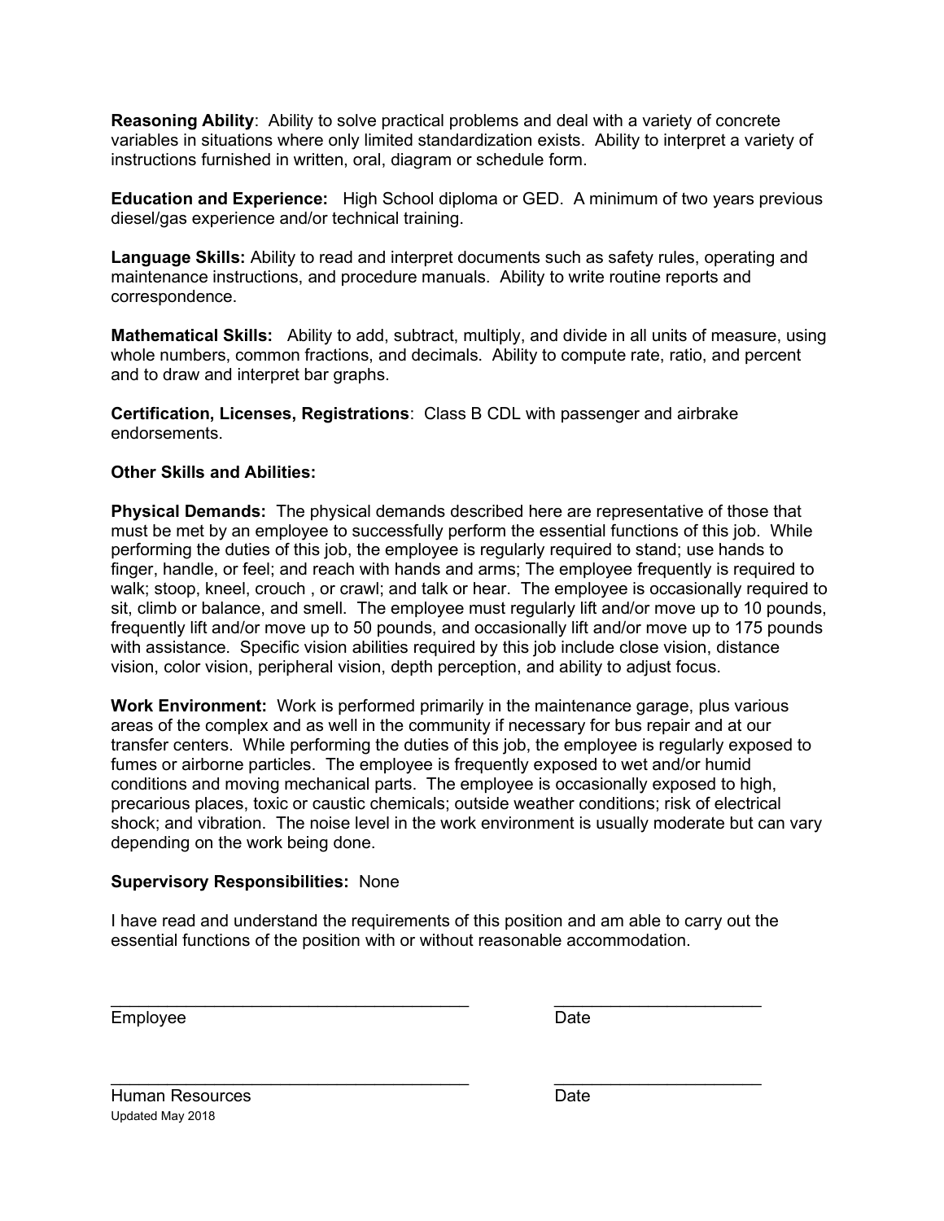**Reasoning Ability**: Ability to solve practical problems and deal with a variety of concrete variables in situations where only limited standardization exists. Ability to interpret a variety of instructions furnished in written, oral, diagram or schedule form.

**Education and Experience:** High School diploma or GED. A minimum of two years previous diesel/gas experience and/or technical training.

**Language Skills:** Ability to read and interpret documents such as safety rules, operating and maintenance instructions, and procedure manuals. Ability to write routine reports and correspondence.

**Mathematical Skills:** Ability to add, subtract, multiply, and divide in all units of measure, using whole numbers, common fractions, and decimals. Ability to compute rate, ratio, and percent and to draw and interpret bar graphs.

**Certification, Licenses, Registrations**: Class B CDL with passenger and airbrake endorsements.

**Other Skills and Abilities:**

**Physical Demands:** The physical demands described here are representative of those that must be met by an employee to successfully perform the essential functions of this job. While performing the duties of this job, the employee is regularly required to stand; use hands to finger, handle, or feel; and reach with hands and arms; The employee frequently is required to walk; stoop, kneel, crouch , or crawl; and talk or hear. The employee is occasionally required to sit, climb or balance, and smell. The employee must regularly lift and/or move up to 10 pounds, frequently lift and/or move up to 50 pounds, and occasionally lift and/or move up to 175 pounds with assistance. Specific vision abilities required by this job include close vision, distance vision, color vision, peripheral vision, depth perception, and ability to adjust focus.

**Work Environment:** Work is performed primarily in the maintenance garage, plus various areas of the complex and as well in the community if necessary for bus repair and at our transfer centers. While performing the duties of this job, the employee is regularly exposed to fumes or airborne particles. The employee is frequently exposed to wet and/or humid conditions and moving mechanical parts. The employee is occasionally exposed to high, precarious places, toxic or caustic chemicals; outside weather conditions; risk of electrical shock; and vibration. The noise level in the work environment is usually moderate but can vary depending on the work being done.

**Supervisory Responsibilities:** None

I have read and understand the requirements of this position and am able to carry out the essential functions of the position with or without reasonable accommodation.

______________________________________ ______________________

Employee Date

______________________________________ ______________________

Human Resources Date

Updated May 2018